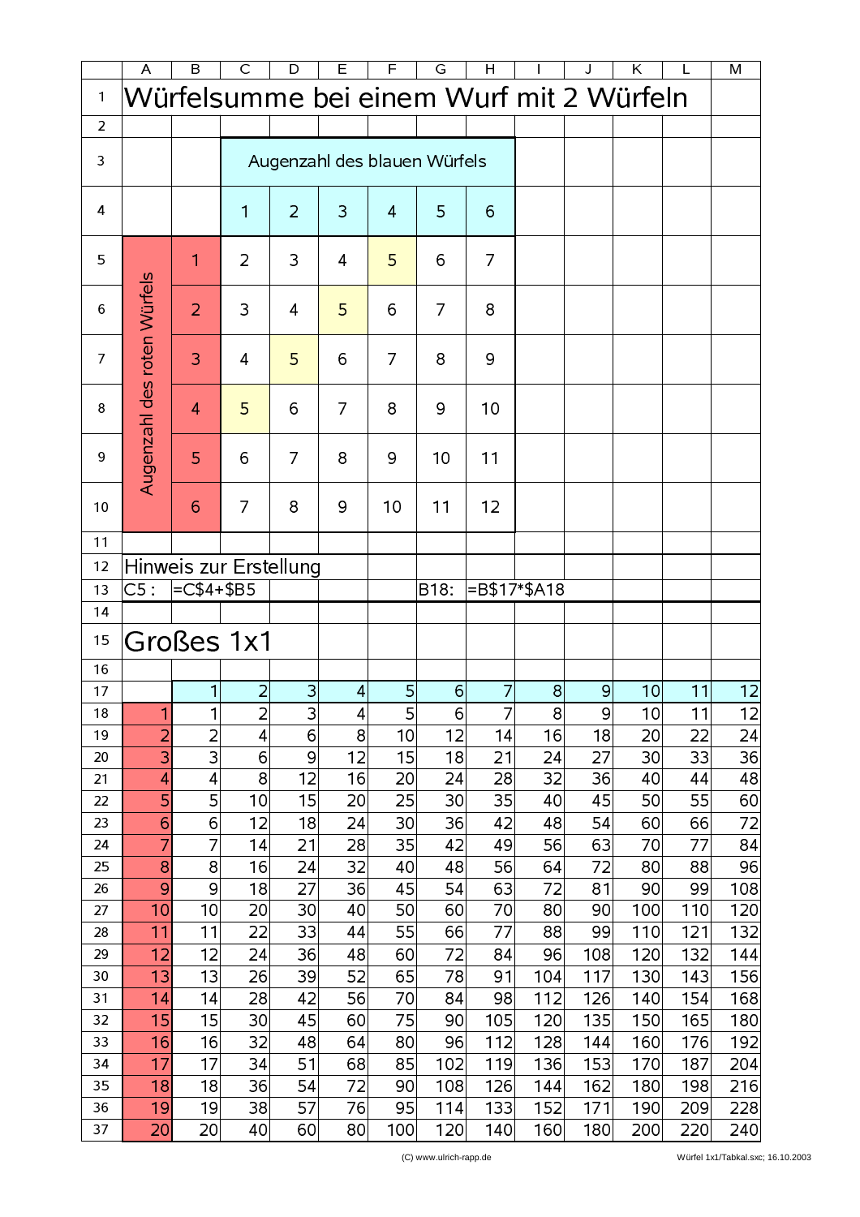# Würfelsumme bei einem Wurf mit 2 Würfeln

| | | Augenzahl des blauen Würfels | | | | | |
|---|---|---|---|---|---|---|---|
| | | 1 | 2 | 3 | 4 | 5 | 6 |
| Augenzahl des roten Würfels | 1 | 2 | 3 | 4 | 5 | 6 | 7 |
| | 2 | 3 | 4 | 5 | 6 | 7 | 8 |
| | 3 | 4 | 5 | 6 | 7 | 8 | 9 |
| | 4 | 5 | 6 | 7 | 8 | 9 | 10 |
| | 5 | 6 | 7 | 8 | 9 | 10 | 11 |
| | 6 | 7 | 8 | 9 | 10 | 11 | 12 |

Hinweis zur Erstellung

C5 : =C$4+$B5

B18: =B$17*$A18

# Großes 1x1

| | 1 | 2 | 3 | 4 | 5 | 6 | 7 | 8 | 9 | 10 | 11 | 12 |
|---|---|---|---|---|---|---|---|---|---|---|---|---|
| 1 | 1 | 2 | 3 | 4 | 5 | 6 | 7 | 8 | 9 | 10 | 11 | 12 |
| 2 | 2 | 4 | 6 | 8 | 10 | 12 | 14 | 16 | 18 | 20 | 22 | 24 |
| 3 | 3 | 6 | 9 | 12 | 15 | 18 | 21 | 24 | 27 | 30 | 33 | 36 |
| 4 | 4 | 8 | 12 | 16 | 20 | 24 | 28 | 32 | 36 | 40 | 44 | 48 |
| 5 | 5 | 10 | 15 | 20 | 25 | 30 | 35 | 40 | 45 | 50 | 55 | 60 |
| 6 | 6 | 12 | 18 | 24 | 30 | 36 | 42 | 48 | 54 | 60 | 66 | 72 |
| 7 | 7 | 14 | 21 | 28 | 35 | 42 | 49 | 56 | 63 | 70 | 77 | 84 |
| 8 | 8 | 16 | 24 | 32 | 40 | 48 | 56 | 64 | 72 | 80 | 88 | 96 |
| 9 | 9 | 18 | 27 | 36 | 45 | 54 | 63 | 72 | 81 | 90 | 99 | 108 |
| 10 | 10 | 20 | 30 | 40 | 50 | 60 | 70 | 80 | 90 | 100 | 110 | 120 |
| 11 | 11 | 22 | 33 | 44 | 55 | 66 | 77 | 88 | 99 | 110 | 121 | 132 |
| 12 | 12 | 24 | 36 | 48 | 60 | 72 | 84 | 96 | 108 | 120 | 132 | 144 |
| 13 | 13 | 26 | 39 | 52 | 65 | 78 | 91 | 104 | 117 | 130 | 143 | 156 |
| 14 | 14 | 28 | 42 | 56 | 70 | 84 | 98 | 112 | 126 | 140 | 154 | 168 |
| 15 | 15 | 30 | 45 | 60 | 75 | 90 | 105 | 120 | 135 | 150 | 165 | 180 |
| 16 | 16 | 32 | 48 | 64 | 80 | 96 | 112 | 128 | 144 | 160 | 176 | 192 |
| 17 | 17 | 34 | 51 | 68 | 85 | 102 | 119 | 136 | 153 | 170 | 187 | 204 |
| 18 | 18 | 36 | 54 | 72 | 90 | 108 | 126 | 144 | 162 | 180 | 198 | 216 |
| 19 | 19 | 38 | 57 | 76 | 95 | 114 | 133 | 152 | 171 | 190 | 209 | 228 |
| 20 | 20 | 40 | 60 | 80 | 100 | 120 | 140 | 160 | 180 | 200 | 220 | 240 |

(C) www.ulrich-rapp.de

Würfel 1x1/Tabkal.sxc; 16.10.2003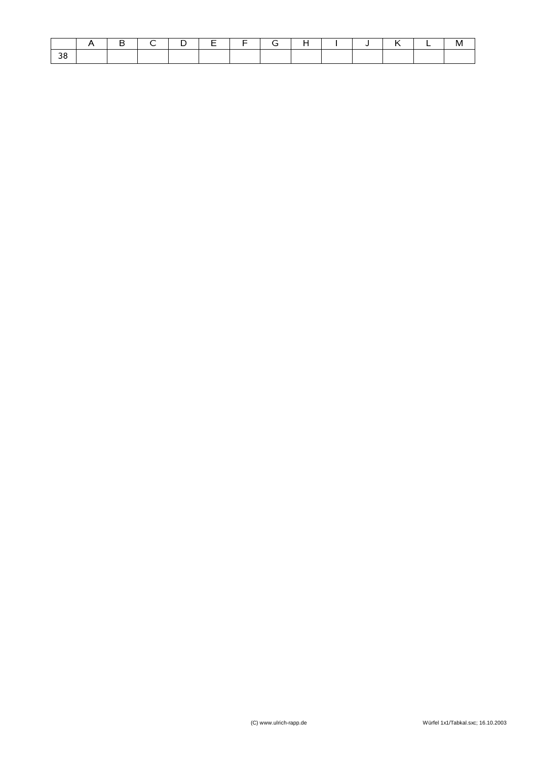| | A | B | C | D | E | F | G | H | I | J | K | L | M |
|---|---|---|---|---|---|---|---|---|---|---|---|---|---|
| 38 | | | | | | | | | | | | | |